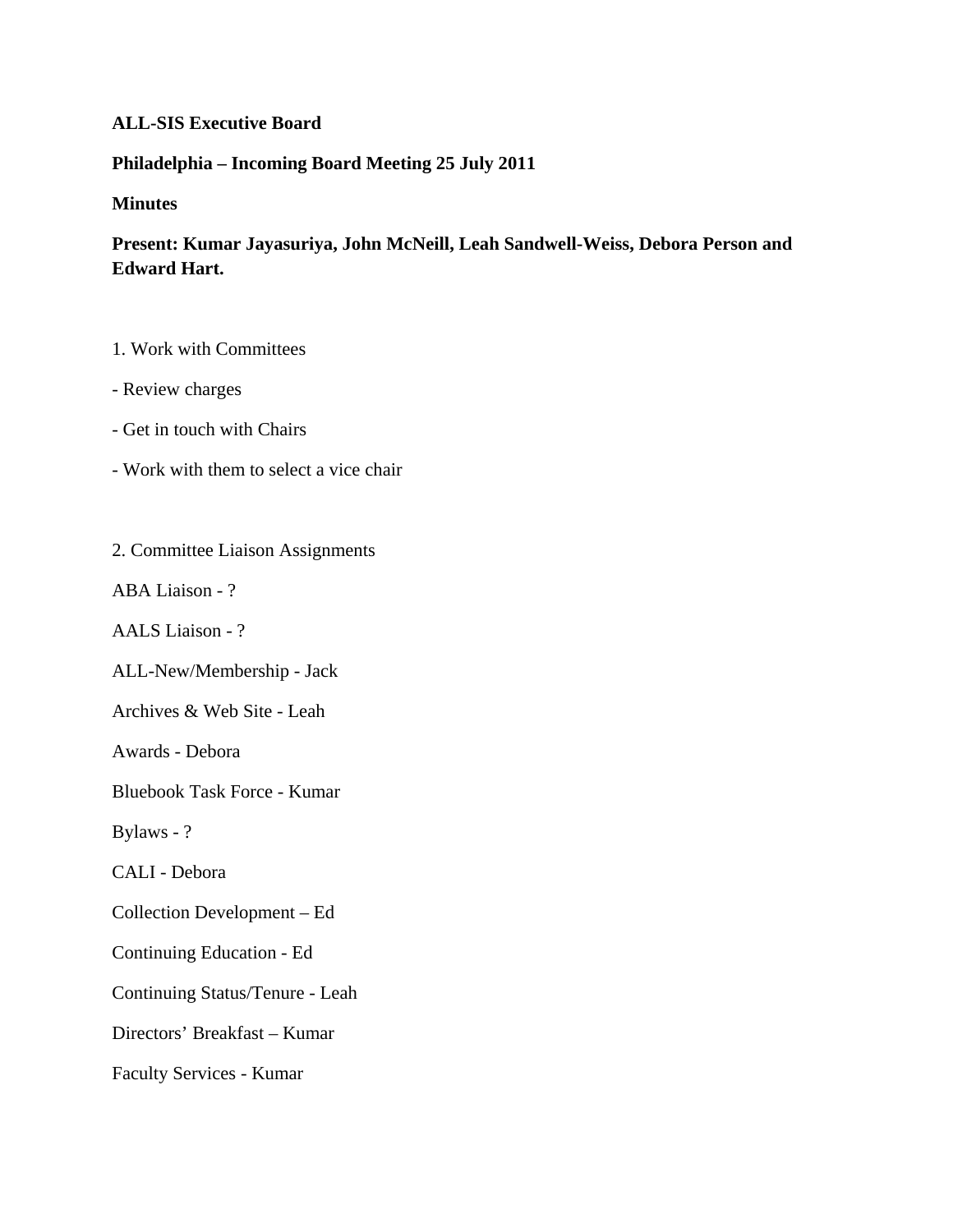**ALL-SIS Executive Board**

**Philadelphia – Incoming Board Meeting 25 July 2011**

**Minutes**

**Present: Kumar Jayasuriya, John McNeill, Leah Sandwell-Weiss, Debora Person and Edward Hart.**

1. Work with Committees

- Review charges
- Get in touch with Chairs
- Work with them to select a vice chair

2. Committee Liaison Assignments

ABA Liaison - ?

AALS Liaison - ?

ALL-New/Membership - Jack

Archives & Web Site - Leah

Awards - Debora

Bluebook Task Force - Kumar

Bylaws - ?

CALI - Debora

Collection Development – Ed

Continuing Education - Ed

Continuing Status/Tenure - Leah

Directors' Breakfast – Kumar

Faculty Services - Kumar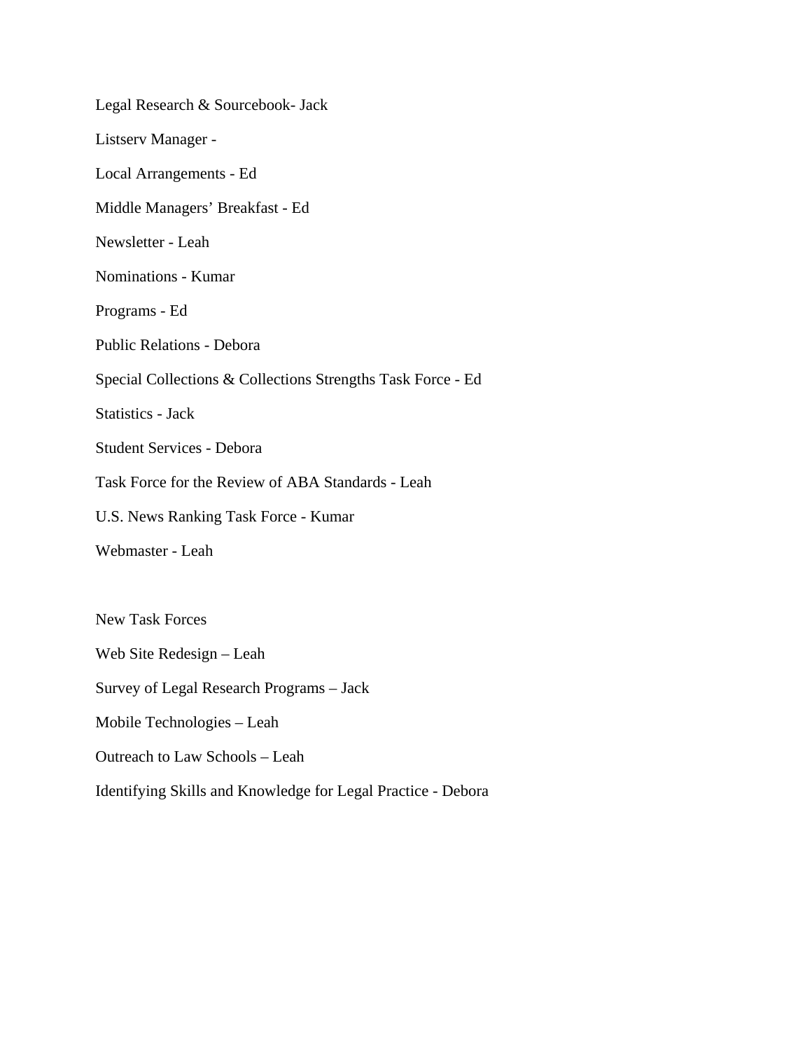Legal Research & Sourcebook- Jack

Listserv Manager -

Local Arrangements - Ed

Middle Managers' Breakfast - Ed

Newsletter - Leah

Nominations - Kumar

Programs - Ed

Public Relations - Debora

Special Collections & Collections Strengths Task Force - Ed

Statistics - Jack

Student Services - Debora

Task Force for the Review of ABA Standards - Leah

U.S. News Ranking Task Force - Kumar

Webmaster - Leah

New Task Forces

Web Site Redesign – Leah

Survey of Legal Research Programs – Jack

Mobile Technologies – Leah

Outreach to Law Schools – Leah

Identifying Skills and Knowledge for Legal Practice - Debora